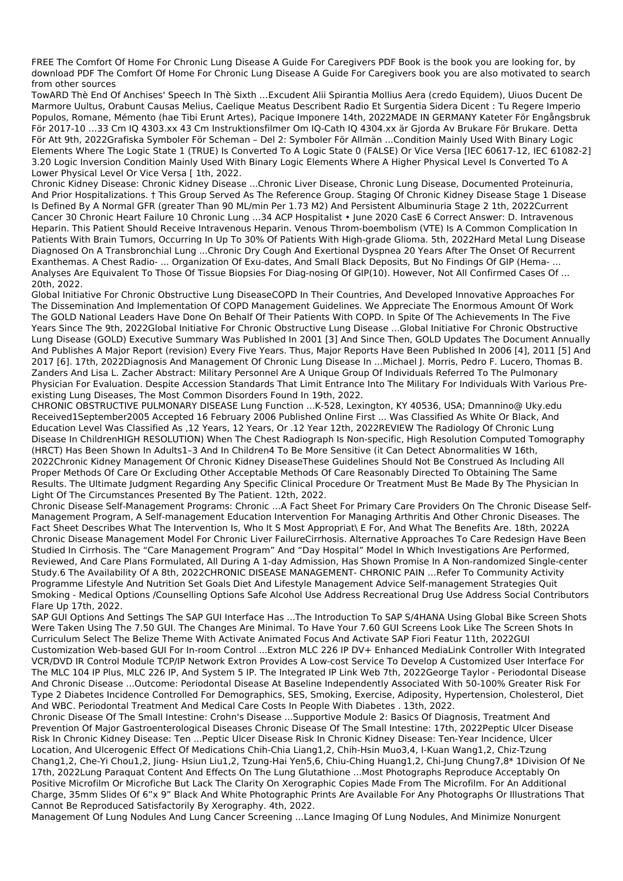FREE The Comfort Of Home For Chronic Lung Disease A Guide For Caregivers PDF Book is the book you are looking for, by download PDF The Comfort Of Home For Chronic Lung Disease A Guide For Caregivers book you are also motivated to search from other sources

TowARD Thè End Of Anchises' Speech In Thè Sixth …Excudent Alii Spirantia Mollius Aera (credo Equidem), Uiuos Ducent De Marmore Uultus, Orabunt Causas Melius, Caelique Meatus Describent Radio Et Surgentia Sidera Dicent : Tu Regere Imperio Populos, Romane, Mémento (hae Tibi Erunt Artes), Pacique Imponere 14th, 2022MADE IN GERMANY Kateter För Engångsbruk För 2017-10 …33 Cm IQ 4303.xx 43 Cm Instruktionsfilmer Om IQ-Cath IQ 4304.xx är Gjorda Av Brukare För Brukare. Detta För Att 9th, 2022Grafiska Symboler För Scheman – Del 2: Symboler För Allmän ...Condition Mainly Used With Binary Logic Elements Where The Logic State 1 (TRUE) Is Converted To A Logic State 0 (FALSE) Or Vice Versa [IEC 60617-12, IEC 61082-2] 3.20 Logic Inversion Condition Mainly Used With Binary Logic Elements Where A Higher Physical Level Is Converted To A Lower Physical Level Or Vice Versa [ 1th, 2022.

Chronic Kidney Disease: Chronic Kidney Disease …Chronic Liver Disease, Chronic Lung Disease, Documented Proteinuria, And Prior Hospitalizations. † This Group Served As The Reference Group. Staging Of Chronic Kidney Disease Stage 1 Disease Is Defined By A Normal GFR (greater Than 90 ML/min Per 1.73 M2) And Persistent Albuminuria Stage 2 1th, 2022Current Cancer 30 Chronic Heart Failure 10 Chronic Lung ...34 ACP Hospitalist • June 2020 CasE 6 Correct Answer: D. Intravenous Heparin. This Patient Should Receive Intravenous Heparin. Venous Throm-boembolism (VTE) Is A Common Complication In Patients With Brain Tumors, Occurring In Up To 30% Of Patients With High-grade Glioma. 5th, 2022Hard Metal Lung Disease Diagnosed On A Transbronchial Lung ...Chronic Dry Cough And Exertional Dyspnea 20 Years After The Onset Of Recurrent Exanthemas. A Chest Radio- ... Organization Of Exu-dates, And Small Black Deposits, But No Findings Of GIP (Hema- ... Analyses Are Equivalent To Those Of Tissue Biopsies For Diag-nosing Of GIP(10). However, Not All Confirmed Cases Of ... 20th, 2022.

Global Initiative For Chronic Obstructive Lung DiseaseCOPD In Their Countries, And Developed Innovative Approaches For The Dissemination And Implementation Of COPD Management Guidelines. We Appreciate The Enormous Amount Of Work The GOLD National Leaders Have Done On Behalf Of Their Patients With COPD. In Spite Of The Achievements In The Five Years Since The 9th, 2022Global Initiative For Chronic Obstructive Lung Disease ...Global Initiative For Chronic Obstructive Lung Disease (GOLD) Executive Summary Was Published In 2001 [3] And Since Then, GOLD Updates The Document Annually And Publishes A Major Report (revision) Every Five Years. Thus, Major Reports Have Been Published In 2006 [4], 2011 [5] And 2017 [6]. 17th, 2022Diagnosis And Management Of Chronic Lung Disease In ...Michael J. Morris, Pedro F. Lucero, Thomas B. Zanders And Lisa L. Zacher Abstract: Military Personnel Are A Unique Group Of Individuals Referred To The Pulmonary Physician For Evaluation. Despite Accession Standards That Limit Entrance Into The Military For Individuals With Various Pre-existing Lung Diseases, The Most Common Disorders Found In 19th, 2022.

CHRONIC OBSTRUCTIVE PULMONARY DISEASE Lung Function ...K-528, Lexington, KY 40536, USA; Dmannino@ Uky.edu Received1September2005 Accepted 16 February 2006 Published Online First ... Was Classified As White Or Black, And Education Level Was Classified As ,12 Years, 12 Years, Or .12 Year 12th, 2022REVIEW The Radiology Of Chronic Lung Disease In ChildrenHIGH RESOLUTION) When The Chest Radiograph Is Non-specific, High Resolution Computed Tomography (HRCT) Has Been Shown In Adults1–3 And In Children4 To Be More Sensitive (it Can Detect Abnormalities W 16th, 2022Chronic Kidney Management Of Chronic Kidney DiseaseThese Guidelines Should Not Be Construed As Including All Proper Methods Of Care Or Excluding Other Acceptable Methods Of Care Reasonably Directed To Obtaining The Same Results. The Ultimate Judgment Regarding Any Specific Clinical Procedure Or Treatment Must Be Made By The Physician In Light Of The Circumstances Presented By The Patient. 12th, 2022.

Chronic Disease Self-Management Programs: Chronic …A Fact Sheet For Primary Care Providers On The Chronic Disease Self-Management Program, A Self-management Education Intervention For Managing Arthritis And Other Chronic Diseases. The Fact Sheet Describes What The Intervention Is, Who It S Most Appropriat\ E For, And What The Benefits Are. 18th, 2022A Chronic Disease Management Model For Chronic Liver FailureCirrhosis. Alternative Approaches To Care Redesign Have Been Studied In Cirrhosis. The "Care Management Program" And "Day Hospital" Model In Which Investigations Are Performed, Reviewed, And Care Plans Formulated, All During A 1-day Admission, Has Shown Promise In A Non-randomized Single-center Study.6 The Availability Of A 8th, 2022CHRONIC DISEASE MANAGEMENT- CHRONIC PAIN …Refer To Community Activity Programme Lifestyle And Nutrition Set Goals Diet And Lifestyle Management Advice Self-management Strategies Quit Smoking - Medical Options /Counselling Options Safe Alcohol Use Address Recreational Drug Use Address Social Contributors Flare Up 17th, 2022.

SAP GUI Options And Settings The SAP GUI Interface Has ...The Introduction To SAP S/4HANA Using Global Bike Screen Shots Were Taken Using The 7.50 GUI. The Changes Are Minimal. To Have Your 7.60 GUI Screens Look Like The Screen Shots In Curriculum Select The Belize Theme With Activate Animated Focus And Activate SAP Fiori Featur 11th, 2022GUI Customization Web-based GUI For In-room Control ...Extron MLC 226 IP DV+ Enhanced MediaLink Controller With Integrated VCR/DVD IR Control Module TCP/IP Network Extron Provides A Low-cost Service To Develop A Customized User Interface For The MLC 104 IP Plus, MLC 226 IP, And System 5 IP. The Integrated IP Link Web 7th, 2022George Taylor - Periodontal Disease And Chronic Disease ...Outcome: Periodontal Disease At Baseline Independently Associated With 50-100% Greater Risk For Type 2 Diabetes Incidence Controlled For Demographics, SES, Smoking, Exercise, Adiposity, Hypertension, Cholesterol, Diet And WBC. Periodontal Treatment And Medical Care Costs In People With Diabetes . 13th, 2022.

Chronic Disease Of The Small Intestine: Crohn's Disease ...Supportive Module 2: Basics Of Diagnosis, Treatment And Prevention Of Major Gastroenterological Diseases Chronic Disease Of The Small Intestine: 17th, 2022Peptic Ulcer Disease Risk In Chronic Kidney Disease: Ten ...Peptic Ulcer Disease Risk In Chronic Kidney Disease: Ten-Year Incidence, Ulcer Location, And Ulcerogenic Effect Of Medications Chih-Chia Liang1,2, Chih-Hsin Muo3,4, I-Kuan Wang1,2, Chiz-Tzung Chang1,2, Che-Yi Chou1,2, Jiung- Hsiun Liu1,2, Tzung-Hai Yen5,6, Chiu-Ching Huang1,2, Chi-Jung Chung7,8* 1Division Of Ne 17th, 2022Lung Paraquat Content And Effects On The Lung Glutathione ...Most Photographs Reproduce Acceptably On Positive Microfilm Or Microfiche But Lack The Clarity On Xerographic Copies Made From The Microfilm. For An Additional Charge, 35mm Slides Of 6"x 9" Black And White Photographic Prints Are Available For Any Photographs Or Illustrations That Cannot Be Reproduced Satisfactorily By Xerography. 4th, 2022.

Management Of Lung Nodules And Lung Cancer Screening ...Lance Imaging Of Lung Nodules, And Minimize Nonurgent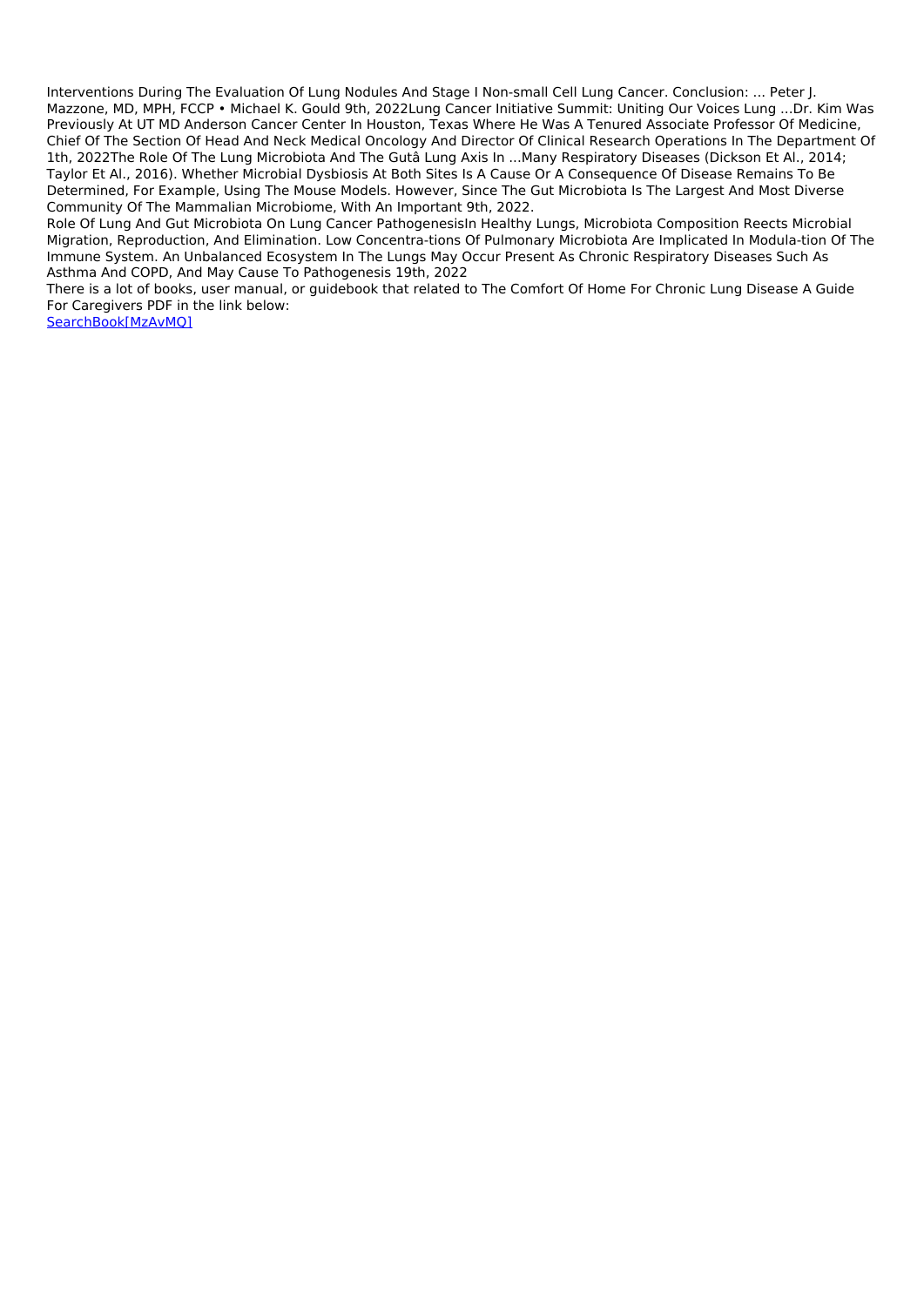Interventions During The Evaluation Of Lung Nodules And Stage I Non-small Cell Lung Cancer. Conclusion: ... Peter J. Mazzone, MD, MPH, FCCP • Michael K. Gould 9th, 2022Lung Cancer Initiative Summit: Uniting Our Voices Lung ...Dr. Kim Was Previously At UT MD Anderson Cancer Center In Houston, Texas Where He Was A Tenured Associate Professor Of Medicine, Chief Of The Section Of Head And Neck Medical Oncology And Director Of Clinical Research Operations In The Department Of 1th, 2022The Role Of The Lung Microbiota And The Gutâ Lung Axis In ...Many Respiratory Diseases (Dickson Et Al., 2014; Taylor Et Al., 2016). Whether Microbial Dysbiosis At Both Sites Is A Cause Or A Consequence Of Disease Remains To Be Determined, For Example, Using The Mouse Models. However, Since The Gut Microbiota Is The Largest And Most Diverse Community Of The Mammalian Microbiome, With An Important 9th, 2022.

Role Of Lung And Gut Microbiota On Lung Cancer PathogenesisIn Healthy Lungs, Microbiota Composition Reects Microbial Migration, Reproduction, And Elimination. Low Concentra-tions Of Pulmonary Microbiota Are Implicated In Modula-tion Of The Immune System. An Unbalanced Ecosystem In The Lungs May Occur Present As Chronic Respiratory Diseases Such As Asthma And COPD, And May Cause To Pathogenesis 19th, 2022

There is a lot of books, user manual, or guidebook that related to The Comfort Of Home For Chronic Lung Disease A Guide For Caregivers PDF in the link below:

SearchBook[MzAvMQ]